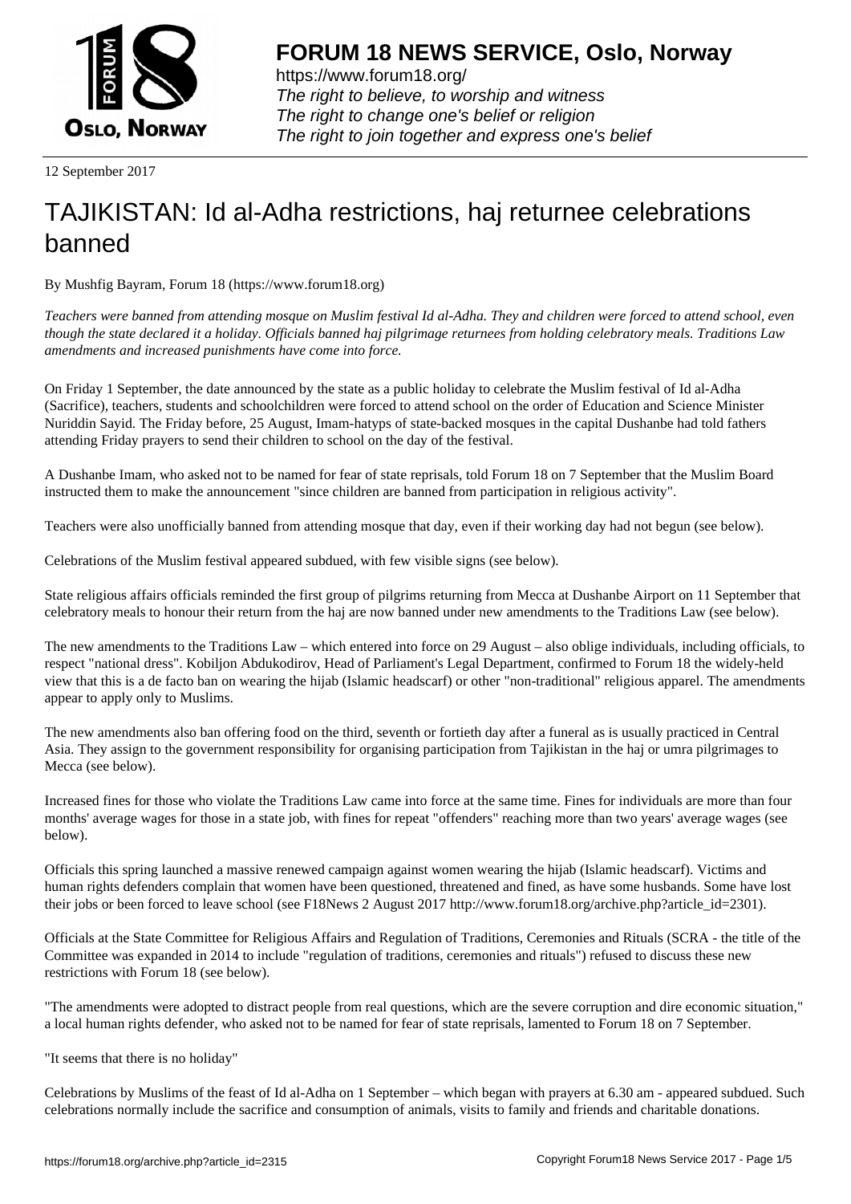# FORUM 18 NEWS SERVICE, Oslo, Norway

https://www.forum18.org/
*The right to believe, to worship and witness*
*The right to change one's belief or religion*
*The right to join together and express one's belief*

12 September 2017

# TAJIKISTAN: Id al-Adha restrictions, haj returnee celebrations banned

By Mushfig Bayram, Forum 18 (https://www.forum18.org)

*Teachers were banned from attending mosque on Muslim festival Id al-Adha. They and children were forced to attend school, even though the state declared it a holiday. Officials banned haj pilgrimage returnees from holding celebratory meals. Traditions Law amendments and increased punishments have come into force.*

On Friday 1 September, the date announced by the state as a public holiday to celebrate the Muslim festival of Id al-Adha (Sacrifice), teachers, students and schoolchildren were forced to attend school on the order of Education and Science Minister Nuriddin Sayid. The Friday before, 25 August, Imam-hatyps of state-backed mosques in the capital Dushanbe had told fathers attending Friday prayers to send their children to school on the day of the festival.

A Dushanbe Imam, who asked not to be named for fear of state reprisals, told Forum 18 on 7 September that the Muslim Board instructed them to make the announcement "since children are banned from participation in religious activity".

Teachers were also unofficially banned from attending mosque that day, even if their working day had not begun (see below).

Celebrations of the Muslim festival appeared subdued, with few visible signs (see below).

State religious affairs officials reminded the first group of pilgrims returning from Mecca at Dushanbe Airport on 11 September that celebratory meals to honour their return from the haj are now banned under new amendments to the Traditions Law (see below).

The new amendments to the Traditions Law – which entered into force on 29 August – also oblige individuals, including officials, to respect "national dress". Kobiljon Abdukodirov, Head of Parliament's Legal Department, confirmed to Forum 18 the widely-held view that this is a de facto ban on wearing the hijab (Islamic headscarf) or other "non-traditional" religious apparel. The amendments appear to apply only to Muslims.

The new amendments also ban offering food on the third, seventh or fortieth day after a funeral as is usually practiced in Central Asia. They assign to the government responsibility for organising participation from Tajikistan in the haj or umra pilgrimages to Mecca (see below).

Increased fines for those who violate the Traditions Law came into force at the same time. Fines for individuals are more than four months' average wages for those in a state job, with fines for repeat "offenders" reaching more than two years' average wages (see below).

Officials this spring launched a massive renewed campaign against women wearing the hijab (Islamic headscarf). Victims and human rights defenders complain that women have been questioned, threatened and fined, as have some husbands. Some have lost their jobs or been forced to leave school (see F18News 2 August 2017 http://www.forum18.org/archive.php?article_id=2301).

Officials at the State Committee for Religious Affairs and Regulation of Traditions, Ceremonies and Rituals (SCRA - the title of the Committee was expanded in 2014 to include "regulation of traditions, ceremonies and rituals") refused to discuss these new restrictions with Forum 18 (see below).

"The amendments were adopted to distract people from real questions, which are the severe corruption and dire economic situation," a local human rights defender, who asked not to be named for fear of state reprisals, lamented to Forum 18 on 7 September.

"It seems that there is no holiday"

Celebrations by Muslims of the feast of Id al-Adha on 1 September – which began with prayers at 6.30 am - appeared subdued. Such celebrations normally include the sacrifice and consumption of animals, visits to family and friends and charitable donations.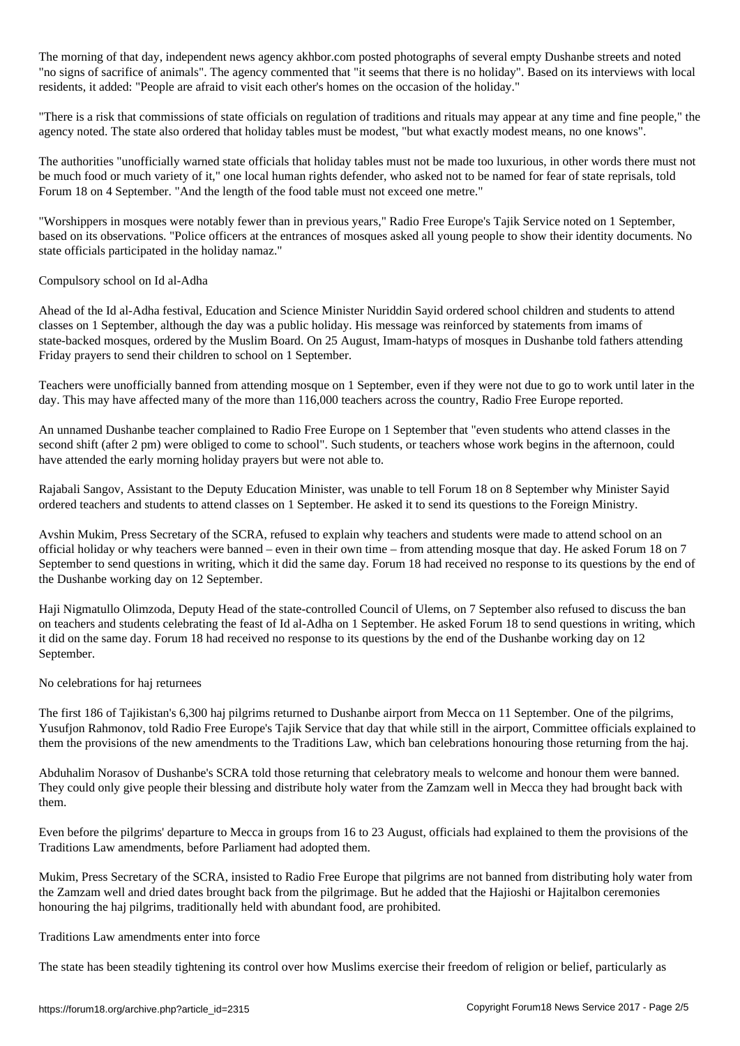The morning of that day, independent news agency akhbor.com posted photographs of several empty Dushanbe streets and noted "no signs of sacrifice of animals". The agency commented that "it seems that there is no holiday". Based on its interviews with local residents, it added: "People are afraid to visit each other's homes on the occasion of the holiday."

"There is a risk that commissions of state officials on regulation of traditions and rituals may appear at any time and fine people," the agency noted. The state also ordered that holiday tables must be modest, "but what exactly modest means, no one knows".

The authorities "unofficially warned state officials that holiday tables must not be made too luxurious, in other words there must not be much food or much variety of it," one local human rights defender, who asked not to be named for fear of state reprisals, told Forum 18 on 4 September. "And the length of the food table must not exceed one metre."

"Worshippers in mosques were notably fewer than in previous years," Radio Free Europe's Tajik Service noted on 1 September, based on its observations. "Police officers at the entrances of mosques asked all young people to show their identity documents. No state officials participated in the holiday namaz."

## Compulsory school on Id al-Adha

Ahead of the Id al-Adha festival, Education and Science Minister Nuriddin Sayid ordered school children and students to attend classes on 1 September, although the day was a public holiday. His message was reinforced by statements from imams of state-backed mosques, ordered by the Muslim Board. On 25 August, Imam-hatyps of mosques in Dushanbe told fathers attending Friday prayers to send their children to school on 1 September.

Teachers were unofficially banned from attending mosque on 1 September, even if they were not due to go to work until later in the day. This may have affected many of the more than 116,000 teachers across the country, Radio Free Europe reported.

An unnamed Dushanbe teacher complained to Radio Free Europe on 1 September that "even students who attend classes in the second shift (after 2 pm) were obliged to come to school". Such students, or teachers whose work begins in the afternoon, could have attended the early morning holiday prayers but were not able to.

Rajabali Sangov, Assistant to the Deputy Education Minister, was unable to tell Forum 18 on 8 September why Minister Sayid ordered teachers and students to attend classes on 1 September. He asked it to send its questions to the Foreign Ministry.

Avshin Mukim, Press Secretary of the SCRA, refused to explain why teachers and students were made to attend school on an official holiday or why teachers were banned – even in their own time – from attending mosque that day. He asked Forum 18 on 7 September to send questions in writing, which it did the same day. Forum 18 had received no response to its questions by the end of the Dushanbe working day on 12 September.

Haji Nigmatullo Olimzoda, Deputy Head of the state-controlled Council of Ulems, on 7 September also refused to discuss the ban on teachers and students celebrating the feast of Id al-Adha on 1 September. He asked Forum 18 to send questions in writing, which it did on the same day. Forum 18 had received no response to its questions by the end of the Dushanbe working day on 12 September.

## No celebrations for haj returnees

The first 186 of Tajikistan's 6,300 haj pilgrims returned to Dushanbe airport from Mecca on 11 September. One of the pilgrims, Yusufjon Rahmonov, told Radio Free Europe's Tajik Service that day that while still in the airport, Committee officials explained to them the provisions of the new amendments to the Traditions Law, which ban celebrations honouring those returning from the haj.

Abduhalim Norasov of Dushanbe's SCRA told those returning that celebratory meals to welcome and honour them were banned. They could only give people their blessing and distribute holy water from the Zamzam well in Mecca they had brought back with them.

Even before the pilgrims' departure to Mecca in groups from 16 to 23 August, officials had explained to them the provisions of the Traditions Law amendments, before Parliament had adopted them.

Mukim, Press Secretary of the SCRA, insisted to Radio Free Europe that pilgrims are not banned from distributing holy water from the Zamzam well and dried dates brought back from the pilgrimage. But he added that the Hajioshi or Hajitalbon ceremonies honouring the haj pilgrims, traditionally held with abundant food, are prohibited.

## Traditions Law amendments enter into force

The state has been steadily tightening its control over how Muslims exercise their freedom of religion or belief, particularly as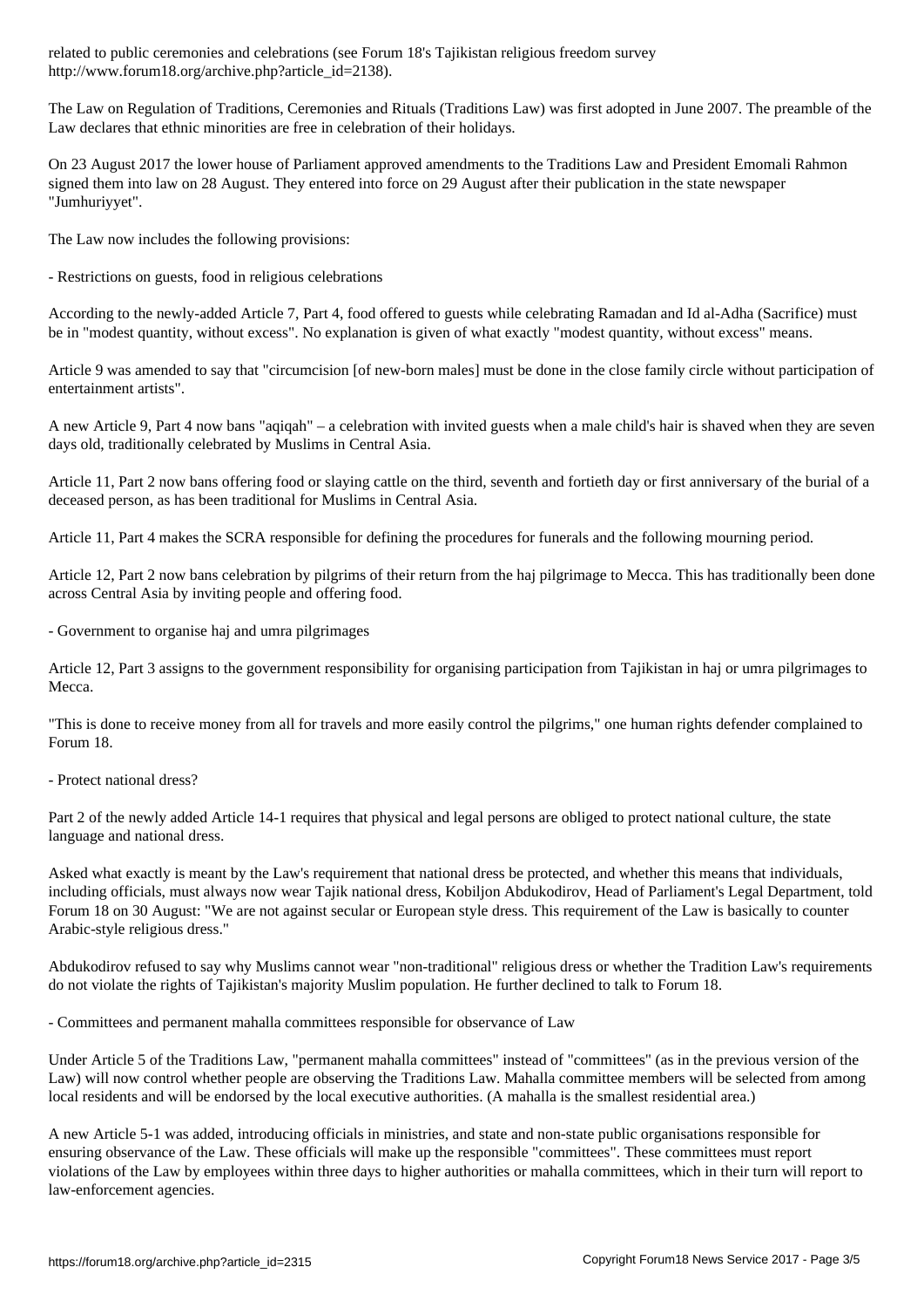related to public ceremonies and celebrations (see Forum 18's Tajikistan religious freedom survey http://www.forum18.org/archive.php?article_id=2138).

The Law on Regulation of Traditions, Ceremonies and Rituals (Traditions Law) was first adopted in June 2007. The preamble of the Law declares that ethnic minorities are free in celebration of their holidays.

On 23 August 2017 the lower house of Parliament approved amendments to the Traditions Law and President Emomali Rahmon signed them into law on 28 August. They entered into force on 29 August after their publication in the state newspaper "Jumhuriyyet".

The Law now includes the following provisions:

- Restrictions on guests, food in religious celebrations

According to the newly-added Article 7, Part 4, food offered to guests while celebrating Ramadan and Id al-Adha (Sacrifice) must be in "modest quantity, without excess". No explanation is given of what exactly "modest quantity, without excess" means.

Article 9 was amended to say that "circumcision [of new-born males] must be done in the close family circle without participation of entertainment artists".

A new Article 9, Part 4 now bans "aqiqah" – a celebration with invited guests when a male child's hair is shaved when they are seven days old, traditionally celebrated by Muslims in Central Asia.

Article 11, Part 2 now bans offering food or slaying cattle on the third, seventh and fortieth day or first anniversary of the burial of a deceased person, as has been traditional for Muslims in Central Asia.

Article 11, Part 4 makes the SCRA responsible for defining the procedures for funerals and the following mourning period.

Article 12, Part 2 now bans celebration by pilgrims of their return from the haj pilgrimage to Mecca. This has traditionally been done across Central Asia by inviting people and offering food.

- Government to organise haj and umra pilgrimages

Article 12, Part 3 assigns to the government responsibility for organising participation from Tajikistan in haj or umra pilgrimages to Mecca.

"This is done to receive money from all for travels and more easily control the pilgrims," one human rights defender complained to Forum 18.

- Protect national dress?

Part 2 of the newly added Article 14-1 requires that physical and legal persons are obliged to protect national culture, the state language and national dress.

Asked what exactly is meant by the Law's requirement that national dress be protected, and whether this means that individuals, including officials, must always now wear Tajik national dress, Kobiljon Abdukodirov, Head of Parliament's Legal Department, told Forum 18 on 30 August: "We are not against secular or European style dress. This requirement of the Law is basically to counter Arabic-style religious dress."

Abdukodirov refused to say why Muslims cannot wear "non-traditional" religious dress or whether the Tradition Law's requirements do not violate the rights of Tajikistan's majority Muslim population. He further declined to talk to Forum 18.

- Committees and permanent mahalla committees responsible for observance of Law

Under Article 5 of the Traditions Law, "permanent mahalla committees" instead of "committees" (as in the previous version of the Law) will now control whether people are observing the Traditions Law. Mahalla committee members will be selected from among local residents and will be endorsed by the local executive authorities. (A mahalla is the smallest residential area.)

A new Article 5-1 was added, introducing officials in ministries, and state and non-state public organisations responsible for ensuring observance of the Law. These officials will make up the responsible "committees". These committees must report violations of the Law by employees within three days to higher authorities or mahalla committees, which in their turn will report to law-enforcement agencies.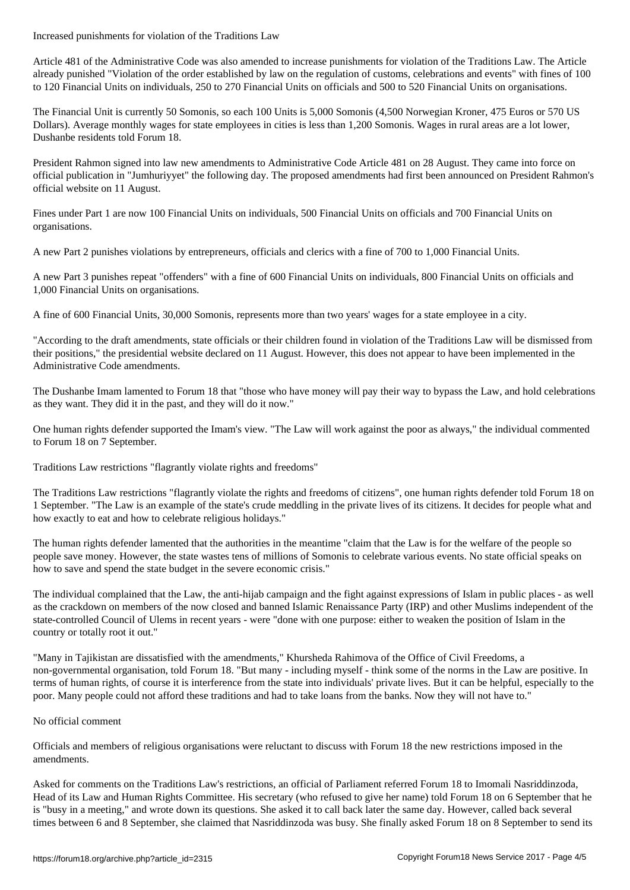## Increased punishments for violation of the Traditions Law

Article 481 of the Administrative Code was also amended to increase punishments for violation of the Traditions Law. The Article already punished "Violation of the order established by law on the regulation of customs, celebrations and events" with fines of 100 to 120 Financial Units on individuals, 250 to 270 Financial Units on officials and 500 to 520 Financial Units on organisations.

The Financial Unit is currently 50 Somonis, so each 100 Units is 5,000 Somonis (4,500 Norwegian Kroner, 475 Euros or 570 US Dollars). Average monthly wages for state employees in cities is less than 1,200 Somonis. Wages in rural areas are a lot lower, Dushanbe residents told Forum 18.

President Rahmon signed into law new amendments to Administrative Code Article 481 on 28 August. They came into force on official publication in "Jumhuriyyet" the following day. The proposed amendments had first been announced on President Rahmon's official website on 11 August.

Fines under Part 1 are now 100 Financial Units on individuals, 500 Financial Units on officials and 700 Financial Units on organisations.

A new Part 2 punishes violations by entrepreneurs, officials and clerics with a fine of 700 to 1,000 Financial Units.

A new Part 3 punishes repeat "offenders" with a fine of 600 Financial Units on individuals, 800 Financial Units on officials and 1,000 Financial Units on organisations.

A fine of 600 Financial Units, 30,000 Somonis, represents more than two years' wages for a state employee in a city.

"According to the draft amendments, state officials or their children found in violation of the Traditions Law will be dismissed from their positions," the presidential website declared on 11 August. However, this does not appear to have been implemented in the Administrative Code amendments.

The Dushanbe Imam lamented to Forum 18 that "those who have money will pay their way to bypass the Law, and hold celebrations as they want. They did it in the past, and they will do it now."

One human rights defender supported the Imam's view. "The Law will work against the poor as always," the individual commented to Forum 18 on 7 September.

## Traditions Law restrictions "flagrantly violate rights and freedoms"

The Traditions Law restrictions "flagrantly violate the rights and freedoms of citizens", one human rights defender told Forum 18 on 1 September. "The Law is an example of the state's crude meddling in the private lives of its citizens. It decides for people what and how exactly to eat and how to celebrate religious holidays."

The human rights defender lamented that the authorities in the meantime "claim that the Law is for the welfare of the people so people save money. However, the state wastes tens of millions of Somonis to celebrate various events. No state official speaks on how to save and spend the state budget in the severe economic crisis."

The individual complained that the Law, the anti-hijab campaign and the fight against expressions of Islam in public places - as well as the crackdown on members of the now closed and banned Islamic Renaissance Party (IRP) and other Muslims independent of the state-controlled Council of Ulems in recent years - were "done with one purpose: either to weaken the position of Islam in the country or totally root it out."

"Many in Tajikistan are dissatisfied with the amendments," Khursheda Rahimova of the Office of Civil Freedoms, a non-governmental organisation, told Forum 18. "But many - including myself - think some of the norms in the Law are positive. In terms of human rights, of course it is interference from the state into individuals' private lives. But it can be helpful, especially to the poor. Many people could not afford these traditions and had to take loans from the banks. Now they will not have to."

## No official comment

Officials and members of religious organisations were reluctant to discuss with Forum 18 the new restrictions imposed in the amendments.

Asked for comments on the Traditions Law's restrictions, an official of Parliament referred Forum 18 to Imomali Nasriddinzoda, Head of its Law and Human Rights Committee. His secretary (who refused to give her name) told Forum 18 on 6 September that he is "busy in a meeting," and wrote down its questions. She asked it to call back later the same day. However, called back several times between 6 and 8 September, she claimed that Nasriddinzoda was busy. She finally asked Forum 18 on 8 September to send its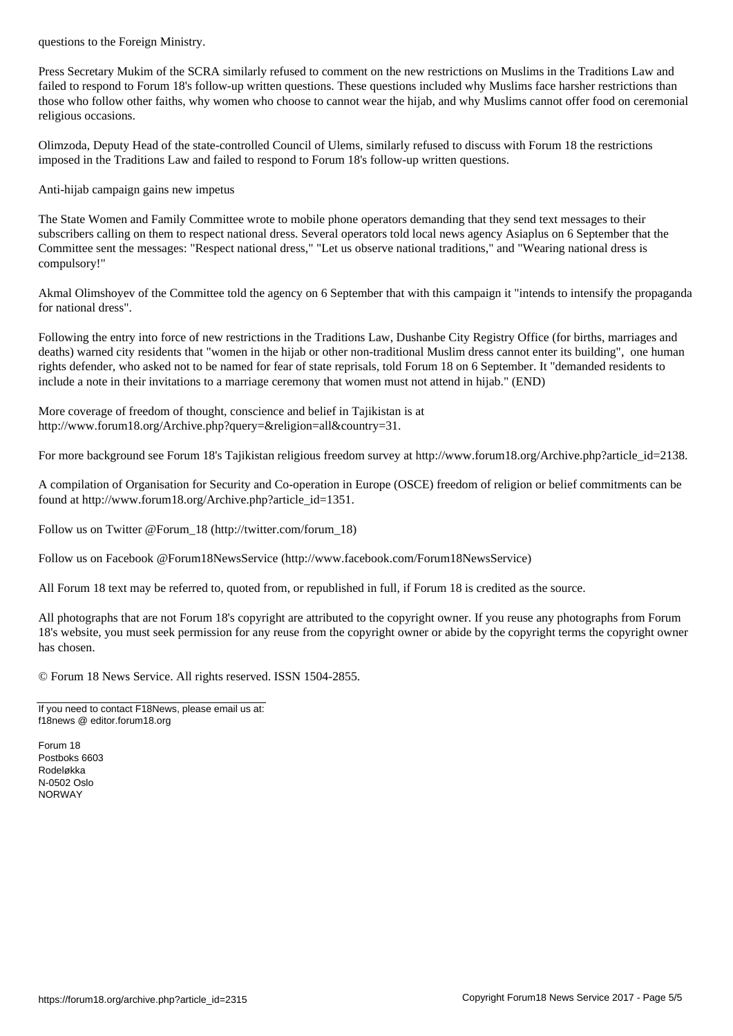questions to the Foreign Ministry.

Press Secretary Mukim of the SCRA similarly refused to comment on the new restrictions on Muslims in the Traditions Law and failed to respond to Forum 18's follow-up written questions. These questions included why Muslims face harsher restrictions than those who follow other faiths, why women who choose to cannot wear the hijab, and why Muslims cannot offer food on ceremonial religious occasions.

Olimzoda, Deputy Head of the state-controlled Council of Ulems, similarly refused to discuss with Forum 18 the restrictions imposed in the Traditions Law and failed to respond to Forum 18's follow-up written questions.

Anti-hijab campaign gains new impetus

The State Women and Family Committee wrote to mobile phone operators demanding that they send text messages to their subscribers calling on them to respect national dress. Several operators told local news agency Asiaplus on 6 September that the Committee sent the messages: "Respect national dress," "Let us observe national traditions," and "Wearing national dress is compulsory!"

Akmal Olimshoyev of the Committee told the agency on 6 September that with this campaign it "intends to intensify the propaganda for national dress".

Following the entry into force of new restrictions in the Traditions Law, Dushanbe City Registry Office (for births, marriages and deaths) warned city residents that "women in the hijab or other non-traditional Muslim dress cannot enter its building", one human rights defender, who asked not to be named for fear of state reprisals, told Forum 18 on 6 September. It "demanded residents to include a note in their invitations to a marriage ceremony that women must not attend in hijab." (END)

More coverage of freedom of thought, conscience and belief in Tajikistan is at http://www.forum18.org/Archive.php?query=&religion=all&country=31.

For more background see Forum 18's Tajikistan religious freedom survey at http://www.forum18.org/Archive.php?article_id=2138.

A compilation of Organisation for Security and Co-operation in Europe (OSCE) freedom of religion or belief commitments can be found at http://www.forum18.org/Archive.php?article_id=1351.

Follow us on Twitter @Forum_18 (http://twitter.com/forum_18)

Follow us on Facebook @Forum18NewsService (http://www.facebook.com/Forum18NewsService)

All Forum 18 text may be referred to, quoted from, or republished in full, if Forum 18 is credited as the source.

All photographs that are not Forum 18's copyright are attributed to the copyright owner. If you reuse any photographs from Forum 18's website, you must seek permission for any reuse from the copyright owner or abide by the copyright terms the copyright owner has chosen.

© Forum 18 News Service. All rights reserved. ISSN 1504-2855.

If you need to contact F18News, please email us at:
f18news @ editor.forum18.org

Forum 18
Postboks 6603
Rodeløkka
N-0502 Oslo
NORWAY